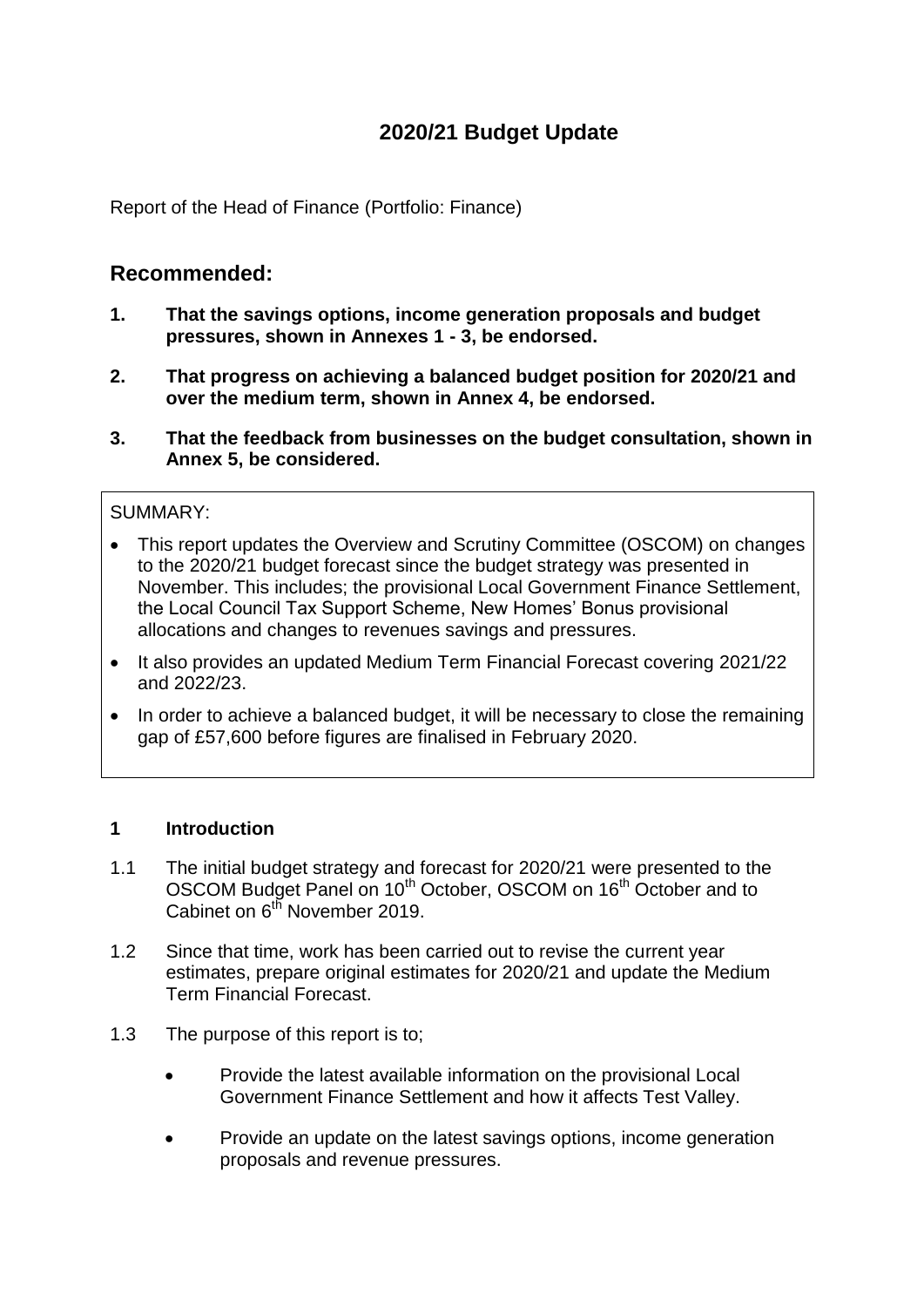# 2020/21 Budget Update

Report of the Head of Finance (Portfolio: Finance)

## Recommended:

1. **That the savings options, income generation proposals and budget pressures, shown in Annexes 1 - 3, be endorsed.**
2. **That progress on achieving a balanced budget position for 2020/21 and over the medium term, shown in Annex 4, be endorsed.**
3. **That the feedback from businesses on the budget consultation, shown in Annex 5, be considered.**

SUMMARY:

- This report updates the Overview and Scrutiny Committee (OSCOM) on changes to the 2020/21 budget forecast since the budget strategy was presented in November. This includes; the provisional Local Government Finance Settlement, the Local Council Tax Support Scheme, New Homes' Bonus provisional allocations and changes to revenues savings and pressures.
- It also provides an updated Medium Term Financial Forecast covering 2021/22 and 2022/23.
- In order to achieve a balanced budget, it will be necessary to close the remaining gap of £57,600 before figures are finalised in February 2020.

### 1 Introduction

1.1 The initial budget strategy and forecast for 2020/21 were presented to the OSCOM Budget Panel on 10th October, OSCOM on 16th October and to Cabinet on 6th November 2019.

1.2 Since that time, work has been carried out to revise the current year estimates, prepare original estimates for 2020/21 and update the Medium Term Financial Forecast.

1.3 The purpose of this report is to;

- Provide the latest available information on the provisional Local Government Finance Settlement and how it affects Test Valley.
- Provide an update on the latest savings options, income generation proposals and revenue pressures.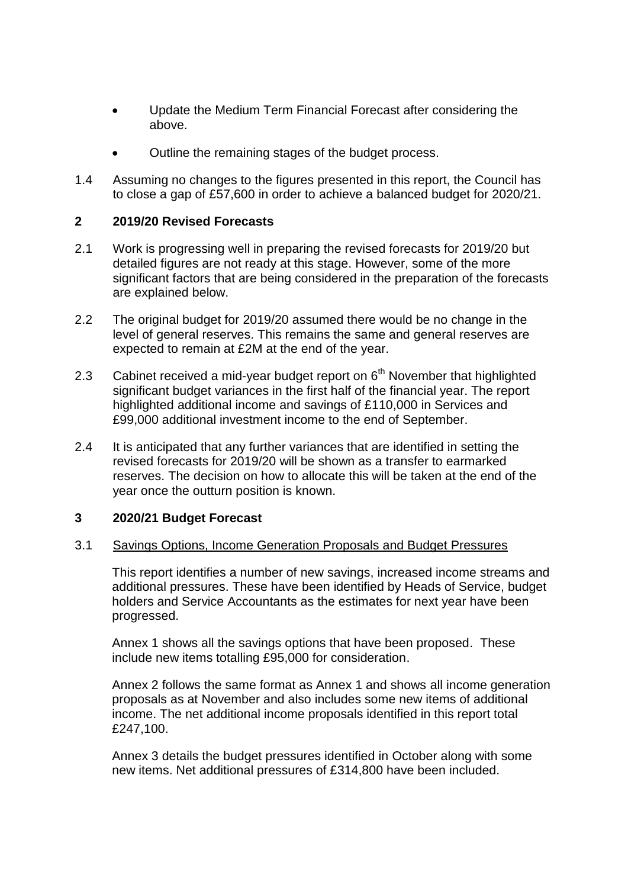- Update the Medium Term Financial Forecast after considering the above.
- Outline the remaining stages of the budget process.

1.4 Assuming no changes to the figures presented in this report, the Council has to close a gap of £57,600 in order to achieve a balanced budget for 2020/21.

## 2 2019/20 Revised Forecasts

2.1 Work is progressing well in preparing the revised forecasts for 2019/20 but detailed figures are not ready at this stage. However, some of the more significant factors that are being considered in the preparation of the forecasts are explained below.

2.2 The original budget for 2019/20 assumed there would be no change in the level of general reserves. This remains the same and general reserves are expected to remain at £2M at the end of the year.

2.3 Cabinet received a mid-year budget report on 6th November that highlighted significant budget variances in the first half of the financial year. The report highlighted additional income and savings of £110,000 in Services and £99,000 additional investment income to the end of September.

2.4 It is anticipated that any further variances that are identified in setting the revised forecasts for 2019/20 will be shown as a transfer to earmarked reserves. The decision on how to allocate this will be taken at the end of the year once the outturn position is known.

## 3 2020/21 Budget Forecast

3.1 Savings Options, Income Generation Proposals and Budget Pressures

This report identifies a number of new savings, increased income streams and additional pressures. These have been identified by Heads of Service, budget holders and Service Accountants as the estimates for next year have been progressed.

Annex 1 shows all the savings options that have been proposed. These include new items totalling £95,000 for consideration.

Annex 2 follows the same format as Annex 1 and shows all income generation proposals as at November and also includes some new items of additional income. The net additional income proposals identified in this report total £247,100.

Annex 3 details the budget pressures identified in October along with some new items. Net additional pressures of £314,800 have been included.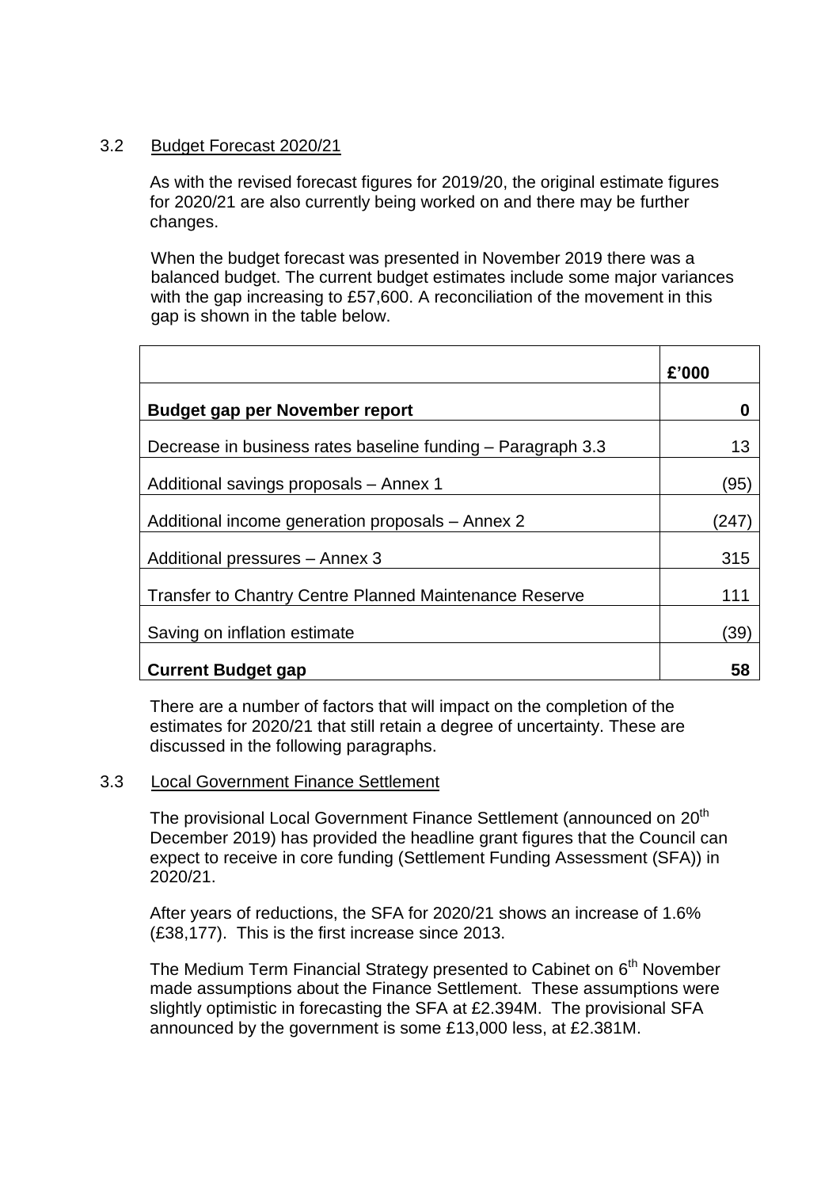### 3.2 Budget Forecast 2020/21

As with the revised forecast figures for 2019/20, the original estimate figures for 2020/21 are also currently being worked on and there may be further changes.

When the budget forecast was presented in November 2019 there was a balanced budget. The current budget estimates include some major variances with the gap increasing to £57,600. A reconciliation of the movement in this gap is shown in the table below.

| | £'000 |
|---|---:|
| **Budget gap per November report** | **0** |
| Decrease in business rates baseline funding – Paragraph 3.3 | 13 |
| Additional savings proposals – Annex 1 | (95) |
| Additional income generation proposals – Annex 2 | (247) |
| Additional pressures – Annex 3 | 315 |
| Transfer to Chantry Centre Planned Maintenance Reserve | 111 |
| Saving on inflation estimate | (39) |
| **Current Budget gap** | **58** |

There are a number of factors that will impact on the completion of the estimates for 2020/21 that still retain a degree of uncertainty. These are discussed in the following paragraphs.

### 3.3 Local Government Finance Settlement

The provisional Local Government Finance Settlement (announced on 20th December 2019) has provided the headline grant figures that the Council can expect to receive in core funding (Settlement Funding Assessment (SFA)) in 2020/21.

After years of reductions, the SFA for 2020/21 shows an increase of 1.6% (£38,177). This is the first increase since 2013.

The Medium Term Financial Strategy presented to Cabinet on 6th November made assumptions about the Finance Settlement. These assumptions were slightly optimistic in forecasting the SFA at £2.394M. The provisional SFA announced by the government is some £13,000 less, at £2.381M.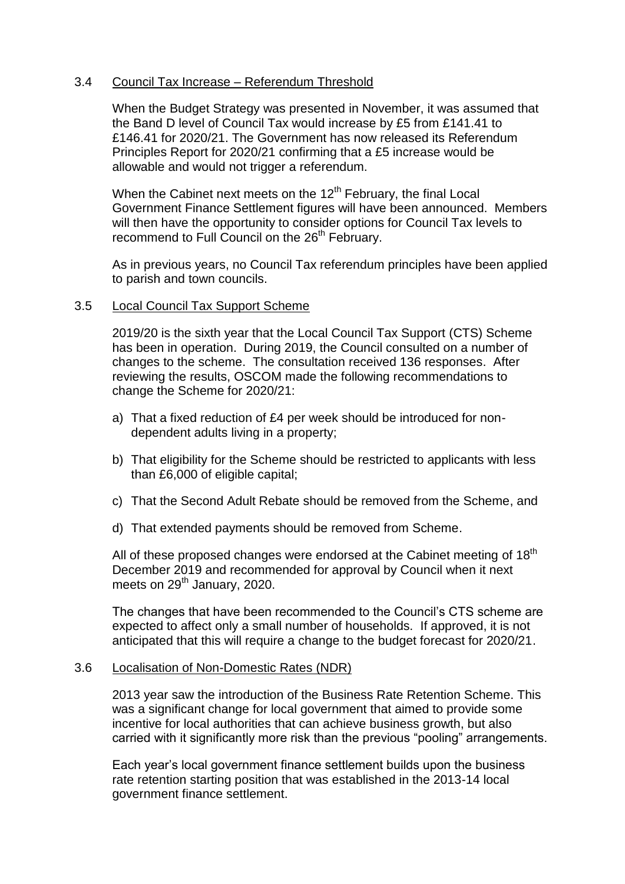### 3.4 Council Tax Increase – Referendum Threshold

When the Budget Strategy was presented in November, it was assumed that the Band D level of Council Tax would increase by £5 from £141.41 to £146.41 for 2020/21. The Government has now released its Referendum Principles Report for 2020/21 confirming that a £5 increase would be allowable and would not trigger a referendum.

When the Cabinet next meets on the 12th February, the final Local Government Finance Settlement figures will have been announced. Members will then have the opportunity to consider options for Council Tax levels to recommend to Full Council on the 26th February.

As in previous years, no Council Tax referendum principles have been applied to parish and town councils.

### 3.5 Local Council Tax Support Scheme

2019/20 is the sixth year that the Local Council Tax Support (CTS) Scheme has been in operation. During 2019, the Council consulted on a number of changes to the scheme. The consultation received 136 responses. After reviewing the results, OSCOM made the following recommendations to change the Scheme for 2020/21:

a) That a fixed reduction of £4 per week should be introduced for non-dependent adults living in a property;

b) That eligibility for the Scheme should be restricted to applicants with less than £6,000 of eligible capital;

c) That the Second Adult Rebate should be removed from the Scheme, and

d) That extended payments should be removed from Scheme.

All of these proposed changes were endorsed at the Cabinet meeting of 18th December 2019 and recommended for approval by Council when it next meets on 29th January, 2020.

The changes that have been recommended to the Council's CTS scheme are expected to affect only a small number of households. If approved, it is not anticipated that this will require a change to the budget forecast for 2020/21.

### 3.6 Localisation of Non-Domestic Rates (NDR)

2013 year saw the introduction of the Business Rate Retention Scheme. This was a significant change for local government that aimed to provide some incentive for local authorities that can achieve business growth, but also carried with it significantly more risk than the previous "pooling" arrangements.

Each year's local government finance settlement builds upon the business rate retention starting position that was established in the 2013-14 local government finance settlement.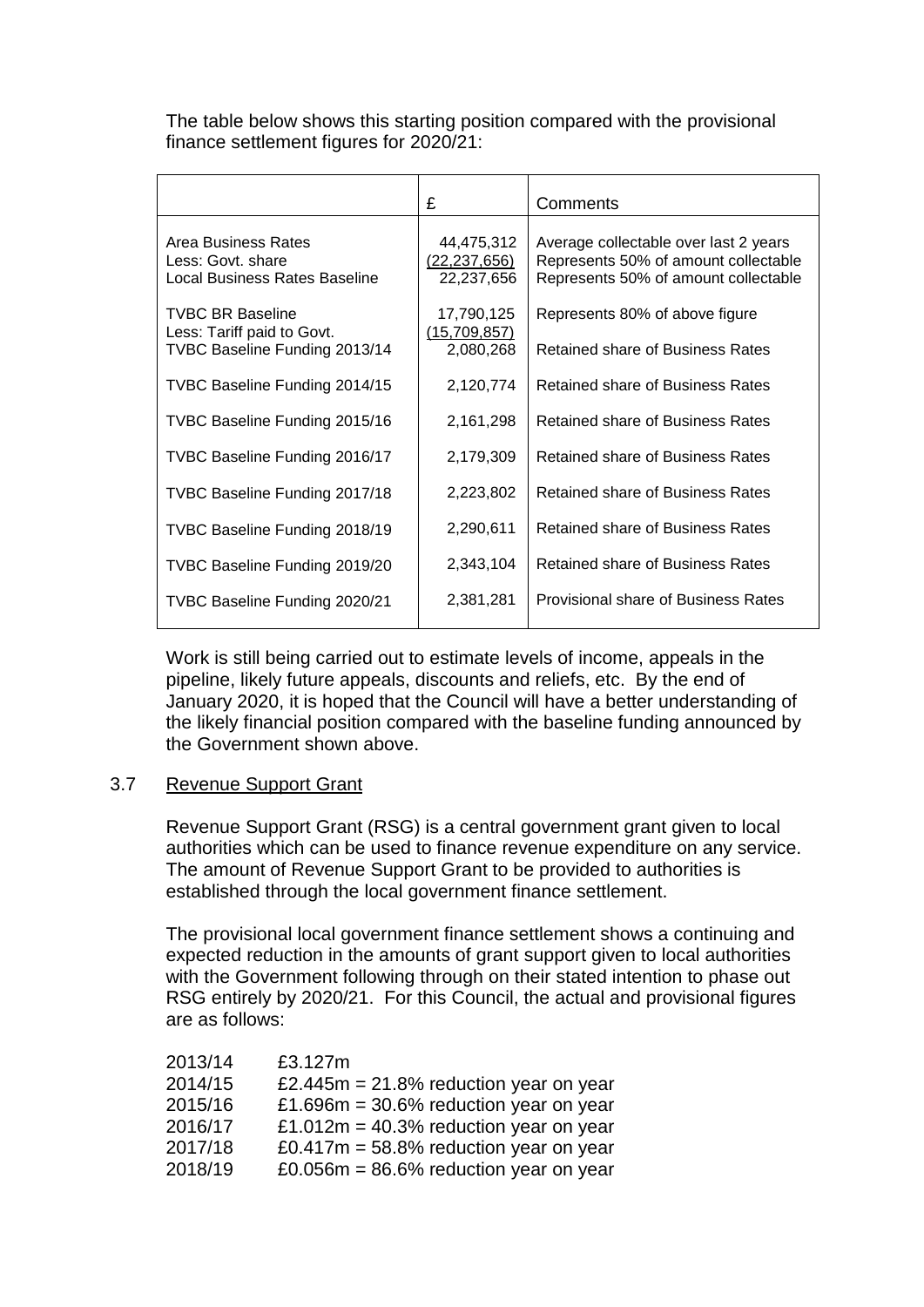The table below shows this starting position compared with the provisional finance settlement figures for 2020/21:

| | £ | Comments |
|---|---|---|
| Area Business Rates | 44,475,312 | Average collectable over last 2 years |
| Less: Govt. share | (22,237,656) | Represents 50% of amount collectable |
| Local Business Rates Baseline | 22,237,656 | Represents 50% of amount collectable |
| TVBC BR Baseline | 17,790,125 | Represents 80% of above figure |
| Less: Tariff paid to Govt. | (15,709,857) | |
| TVBC Baseline Funding 2013/14 | 2,080,268 | Retained share of Business Rates |
| TVBC Baseline Funding 2014/15 | 2,120,774 | Retained share of Business Rates |
| TVBC Baseline Funding 2015/16 | 2,161,298 | Retained share of Business Rates |
| TVBC Baseline Funding 2016/17 | 2,179,309 | Retained share of Business Rates |
| TVBC Baseline Funding 2017/18 | 2,223,802 | Retained share of Business Rates |
| TVBC Baseline Funding 2018/19 | 2,290,611 | Retained share of Business Rates |
| TVBC Baseline Funding 2019/20 | 2,343,104 | Retained share of Business Rates |
| TVBC Baseline Funding 2020/21 | 2,381,281 | Provisional share of Business Rates |

Work is still being carried out to estimate levels of income, appeals in the pipeline, likely future appeals, discounts and reliefs, etc. By the end of January 2020, it is hoped that the Council will have a better understanding of the likely financial position compared with the baseline funding announced by the Government shown above.

3.7 Revenue Support Grant

Revenue Support Grant (RSG) is a central government grant given to local authorities which can be used to finance revenue expenditure on any service. The amount of Revenue Support Grant to be provided to authorities is established through the local government finance settlement.

The provisional local government finance settlement shows a continuing and expected reduction in the amounts of grant support given to local authorities with the Government following through on their stated intention to phase out RSG entirely by 2020/21. For this Council, the actual and provisional figures are as follows:

| | |
|---|---|
| 2013/14 | £3.127m |
| 2014/15 | £2.445m = 21.8% reduction year on year |
| 2015/16 | £1.696m = 30.6% reduction year on year |
| 2016/17 | £1.012m = 40.3% reduction year on year |
| 2017/18 | £0.417m = 58.8% reduction year on year |
| 2018/19 | £0.056m = 86.6% reduction year on year |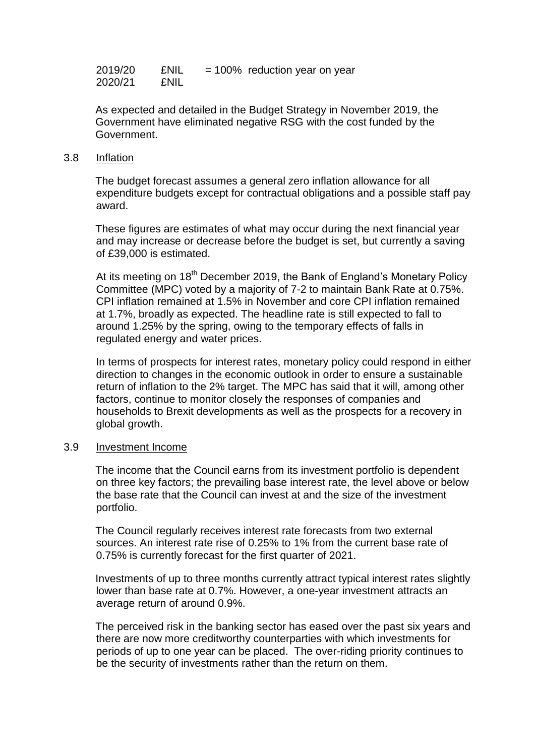| | | |
|---|---|---|
| 2019/20 | £NIL | = 100% reduction year on year |
| 2020/21 | £NIL | |

As expected and detailed in the Budget Strategy in November 2019, the Government have eliminated negative RSG with the cost funded by the Government.

3.8 Inflation

The budget forecast assumes a general zero inflation allowance for all expenditure budgets except for contractual obligations and a possible staff pay award.

These figures are estimates of what may occur during the next financial year and may increase or decrease before the budget is set, but currently a saving of £39,000 is estimated.

At its meeting on 18th December 2019, the Bank of England's Monetary Policy Committee (MPC) voted by a majority of 7-2 to maintain Bank Rate at 0.75%. CPI inflation remained at 1.5% in November and core CPI inflation remained at 1.7%, broadly as expected. The headline rate is still expected to fall to around 1.25% by the spring, owing to the temporary effects of falls in regulated energy and water prices.

In terms of prospects for interest rates, monetary policy could respond in either direction to changes in the economic outlook in order to ensure a sustainable return of inflation to the 2% target. The MPC has said that it will, among other factors, continue to monitor closely the responses of companies and households to Brexit developments as well as the prospects for a recovery in global growth.

3.9 Investment Income

The income that the Council earns from its investment portfolio is dependent on three key factors; the prevailing base interest rate, the level above or below the base rate that the Council can invest at and the size of the investment portfolio.

The Council regularly receives interest rate forecasts from two external sources. An interest rate rise of 0.25% to 1% from the current base rate of 0.75% is currently forecast for the first quarter of 2021.

Investments of up to three months currently attract typical interest rates slightly lower than base rate at 0.7%. However, a one-year investment attracts an average return of around 0.9%.

The perceived risk in the banking sector has eased over the past six years and there are now more creditworthy counterparties with which investments for periods of up to one year can be placed. The over-riding priority continues to be the security of investments rather than the return on them.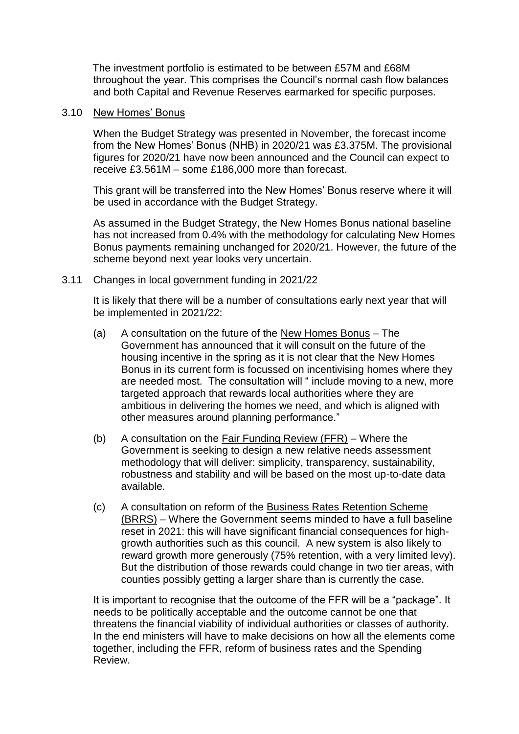The investment portfolio is estimated to be between £57M and £68M throughout the year. This comprises the Council's normal cash flow balances and both Capital and Revenue Reserves earmarked for specific purposes.

3.10 New Homes' Bonus

When the Budget Strategy was presented in November, the forecast income from the New Homes' Bonus (NHB) in 2020/21 was £3.375M. The provisional figures for 2020/21 have now been announced and the Council can expect to receive £3.561M – some £186,000 more than forecast.

This grant will be transferred into the New Homes' Bonus reserve where it will be used in accordance with the Budget Strategy.

As assumed in the Budget Strategy, the New Homes Bonus national baseline has not increased from 0.4% with the methodology for calculating New Homes Bonus payments remaining unchanged for 2020/21. However, the future of the scheme beyond next year looks very uncertain.

3.11 Changes in local government funding in 2021/22

It is likely that there will be a number of consultations early next year that will be implemented in 2021/22:

(a) A consultation on the future of the New Homes Bonus – The Government has announced that it will consult on the future of the housing incentive in the spring as it is not clear that the New Homes Bonus in its current form is focussed on incentivising homes where they are needed most. The consultation will " include moving to a new, more targeted approach that rewards local authorities where they are ambitious in delivering the homes we need, and which is aligned with other measures around planning performance."

(b) A consultation on the Fair Funding Review (FFR) – Where the Government is seeking to design a new relative needs assessment methodology that will deliver: simplicity, transparency, sustainability, robustness and stability and will be based on the most up-to-date data available.

(c) A consultation on reform of the Business Rates Retention Scheme (BRRS) – Where the Government seems minded to have a full baseline reset in 2021: this will have significant financial consequences for high-growth authorities such as this council. A new system is also likely to reward growth more generously (75% retention, with a very limited levy). But the distribution of those rewards could change in two tier areas, with counties possibly getting a larger share than is currently the case.

It is important to recognise that the outcome of the FFR will be a "package". It needs to be politically acceptable and the outcome cannot be one that threatens the financial viability of individual authorities or classes of authority. In the end ministers will have to make decisions on how all the elements come together, including the FFR, reform of business rates and the Spending Review.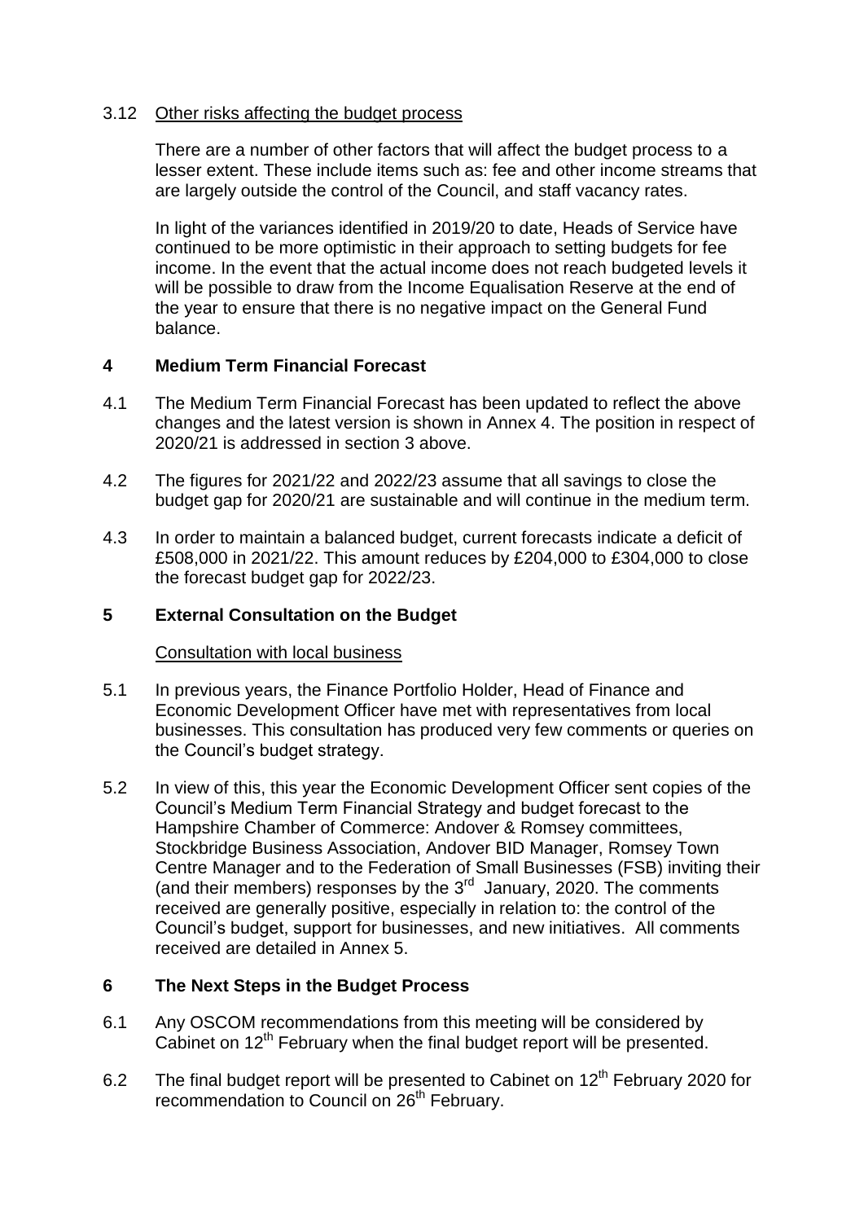3.12 Other risks affecting the budget process

There are a number of other factors that will affect the budget process to a lesser extent. These include items such as: fee and other income streams that are largely outside the control of the Council, and staff vacancy rates.

In light of the variances identified in 2019/20 to date, Heads of Service have continued to be more optimistic in their approach to setting budgets for fee income. In the event that the actual income does not reach budgeted levels it will be possible to draw from the Income Equalisation Reserve at the end of the year to ensure that there is no negative impact on the General Fund balance.

## 4 Medium Term Financial Forecast

4.1 The Medium Term Financial Forecast has been updated to reflect the above changes and the latest version is shown in Annex 4. The position in respect of 2020/21 is addressed in section 3 above.

4.2 The figures for 2021/22 and 2022/23 assume that all savings to close the budget gap for 2020/21 are sustainable and will continue in the medium term.

4.3 In order to maintain a balanced budget, current forecasts indicate a deficit of £508,000 in 2021/22. This amount reduces by £204,000 to £304,000 to close the forecast budget gap for 2022/23.

## 5 External Consultation on the Budget

Consultation with local business

5.1 In previous years, the Finance Portfolio Holder, Head of Finance and Economic Development Officer have met with representatives from local businesses. This consultation has produced very few comments or queries on the Council's budget strategy.

5.2 In view of this, this year the Economic Development Officer sent copies of the Council's Medium Term Financial Strategy and budget forecast to the Hampshire Chamber of Commerce: Andover & Romsey committees, Stockbridge Business Association, Andover BID Manager, Romsey Town Centre Manager and to the Federation of Small Businesses (FSB) inviting their (and their members) responses by the 3rd January, 2020. The comments received are generally positive, especially in relation to: the control of the Council's budget, support for businesses, and new initiatives. All comments received are detailed in Annex 5.

## 6 The Next Steps in the Budget Process

6.1 Any OSCOM recommendations from this meeting will be considered by Cabinet on 12th February when the final budget report will be presented.

6.2 The final budget report will be presented to Cabinet on 12th February 2020 for recommendation to Council on 26th February.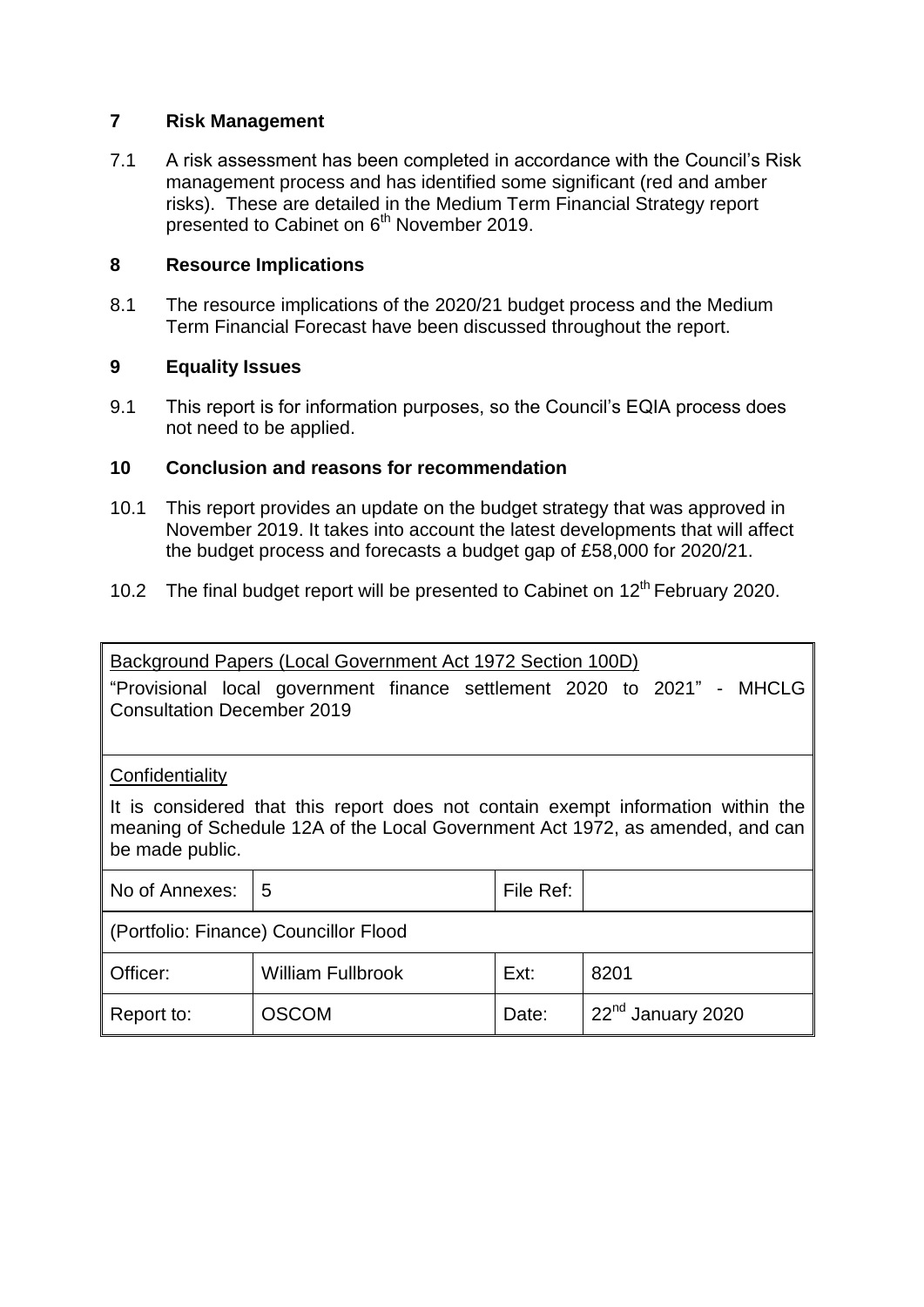## 7 Risk Management

7.1 A risk assessment has been completed in accordance with the Council's Risk management process and has identified some significant (red and amber risks). These are detailed in the Medium Term Financial Strategy report presented to Cabinet on 6th November 2019.

## 8 Resource Implications

8.1 The resource implications of the 2020/21 budget process and the Medium Term Financial Forecast have been discussed throughout the report.

## 9 Equality Issues

9.1 This report is for information purposes, so the Council's EQIA process does not need to be applied.

## 10 Conclusion and reasons for recommendation

10.1 This report provides an update on the budget strategy that was approved in November 2019. It takes into account the latest developments that will affect the budget process and forecasts a budget gap of £58,000 for 2020/21.

10.2 The final budget report will be presented to Cabinet on 12th February 2020.

| | | | |
|---|---|---|---|
| Background Papers (Local Government Act 1972 Section 100D)<br>"Provisional local government finance settlement 2020 to 2021" - MHCLG Consultation December 2019 | | | |
| Confidentiality<br>It is considered that this report does not contain exempt information within the meaning of Schedule 12A of the Local Government Act 1972, as amended, and can be made public. | | | |
| No of Annexes: | 5 | File Ref: | |
| (Portfolio: Finance) Councillor Flood | | | |
| Officer: | William Fullbrook | Ext: | 8201 |
| Report to: | OSCOM | Date: | 22nd January 2020 |